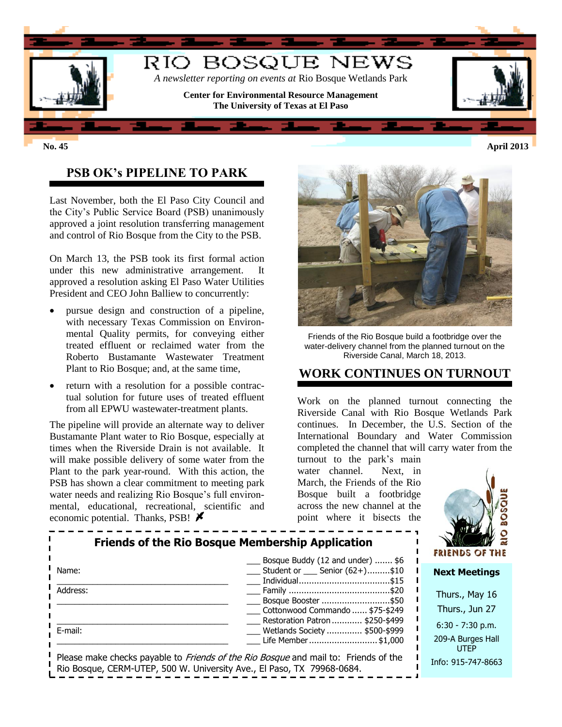# RIO BOSQUE NEWS

*A newsletter reporting on events at* Rio Bosque Wetlands Park

**Center for Environmental Resource Management**
**The University of Texas at El Paso**

**No. 45** **April 2013**

## PSB OK's PIPELINE TO PARK

Last November, both the El Paso City Council and the City's Public Service Board (PSB) unanimously approved a joint resolution transferring management and control of Rio Bosque from the City to the PSB.

On March 13, the PSB took its first formal action under this new administrative arrangement. It approved a resolution asking El Paso Water Utilities President and CEO John Balliew to concurrently:

- pursue design and construction of a pipeline, with necessary Texas Commission on Environmental Quality permits, for conveying either treated effluent or reclaimed water from the Roberto Bustamante Wastewater Treatment Plant to Rio Bosque; and, at the same time,
- return with a resolution for a possible contractual solution for future uses of treated effluent from all EPWU wastewater-treatment plants.

The pipeline will provide an alternate way to deliver Bustamante Plant water to Rio Bosque, especially at times when the Riverside Drain is not available. It will make possible delivery of some water from the Plant to the park year-round. With this action, the PSB has shown a clear commitment to meeting park water needs and realizing Rio Bosque's full environmental, educational, recreational, scientific and economic potential. Thanks, PSB!

Friends of the Rio Bosque build a footbridge over the water-delivery channel from the planned turnout on the Riverside Canal, March 18, 2013.

## WORK CONTINUES ON TURNOUT

Work on the planned turnout connecting the Riverside Canal with Rio Bosque Wetlands Park continues. In December, the U.S. Section of the International Boundary and Water Commission completed the channel that will carry water from the turnout to the park's main water channel. Next, in March, the Friends of the Rio Bosque built a footbridge across the new channel at the point where it bisects the

### Friends of the Rio Bosque Membership Application

Name: ______________________________

Address: ______________________________

______________________________

E-mail: ______________________________

- ___ Bosque Buddy (12 and under) ....... $6
- ___ Student or ___ Senior (62+).........$10
- ___ Individual....................................$15
- ___ Family ........................................$20
- ___ Bosque Booster ...........................$50
- ___ Cottonwood Commando ...... $75-$249
- ___ Restoration Patron ........... $250-$499
- ___ Wetlands Society ............. $500-$999
- ___ Life Member ...........................$1,000

Please make checks payable to *Friends of the Rio Bosque* and mail to: Friends of the Rio Bosque, CERM-UTEP, 500 W. University Ave., El Paso, TX 79968-0684.

FRIENDS OF THE RIO BOSQUE

**Next Meetings**

Thurs., May 16
Thurs., Jun 27

6:30 - 7:30 p.m.

209-A Burges Hall
UTEP

Info: 915-747-8663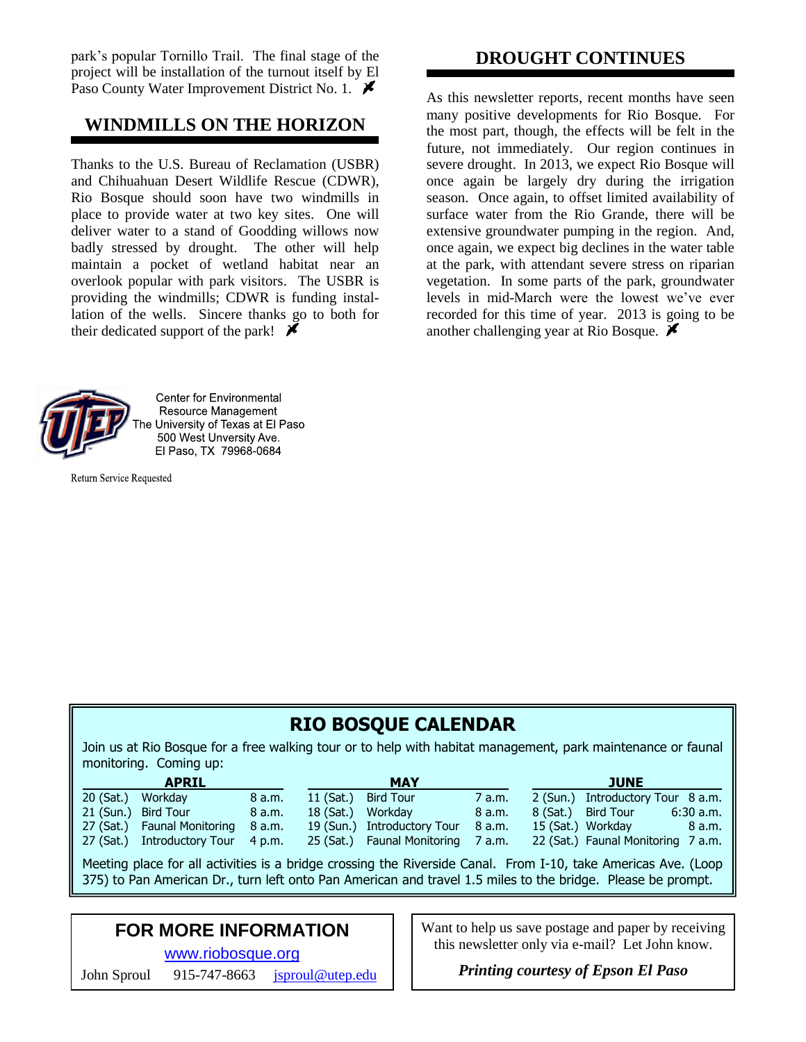park's popular Tornillo Trail. The final stage of the project will be installation of the turnout itself by El Paso County Water Improvement District No. 1.

## WINDMILLS ON THE HORIZON

Thanks to the U.S. Bureau of Reclamation (USBR) and Chihuahuan Desert Wildlife Rescue (CDWR), Rio Bosque should soon have two windmills in place to provide water at two key sites. One will deliver water to a stand of Goodding willows now badly stressed by drought. The other will help maintain a pocket of wetland habitat near an overlook popular with park visitors. The USBR is providing the windmills; CDWR is funding installation of the wells. Sincere thanks go to both for their dedicated support of the park!

## DROUGHT CONTINUES

As this newsletter reports, recent months have seen many positive developments for Rio Bosque. For the most part, though, the effects will be felt in the future, not immediately. Our region continues in severe drought. In 2013, we expect Rio Bosque will once again be largely dry during the irrigation season. Once again, to offset limited availability of surface water from the Rio Grande, there will be extensive groundwater pumping in the region. And, once again, we expect big declines in the water table at the park, with attendant severe stress on riparian vegetation. In some parts of the park, groundwater levels in mid-March were the lowest we've ever recorded for this time of year. 2013 is going to be another challenging year at Rio Bosque.

Center for Environmental Resource Management
The University of Texas at El Paso
500 West Unversity Ave.
El Paso, TX 79968-0684

Return Service Requested

## RIO BOSQUE CALENDAR

Join us at Rio Bosque for a free walking tour or to help with habitat management, park maintenance or faunal monitoring. Coming up:

| APRIL | | | MAY | | | JUNE | | |
|---|---|---|---|---|---|---|---|---|
| 20 (Sat.) | Workday | 8 a.m. | 11 (Sat.) | Bird Tour | 7 a.m. | 2 (Sun.) | Introductory Tour | 8 a.m. |
| 21 (Sun.) | Bird Tour | 8 a.m. | 18 (Sat.) | Workday | 8 a.m. | 8 (Sat.) | Bird Tour | 6:30 a.m. |
| 27 (Sat.) | Faunal Monitoring | 8 a.m. | 19 (Sun.) | Introductory Tour | 8 a.m. | 15 (Sat.) | Workday | 8 a.m. |
| 27 (Sat.) | Introductory Tour | 4 p.m. | 25 (Sat.) | Faunal Monitoring | 7 a.m. | 22 (Sat.) | Faunal Monitoring | 7 a.m. |

Meeting place for all activities is a bridge crossing the Riverside Canal. From I-10, take Americas Ave. (Loop 375) to Pan American Dr., turn left onto Pan American and travel 1.5 miles to the bridge. Please be prompt.

## FOR MORE INFORMATION

www.riobosque.org

John Sproul 915-747-8663 jsproul@utep.edu

Want to help us save postage and paper by receiving this newsletter only via e-mail? Let John know.

***Printing courtesy of Epson El Paso***